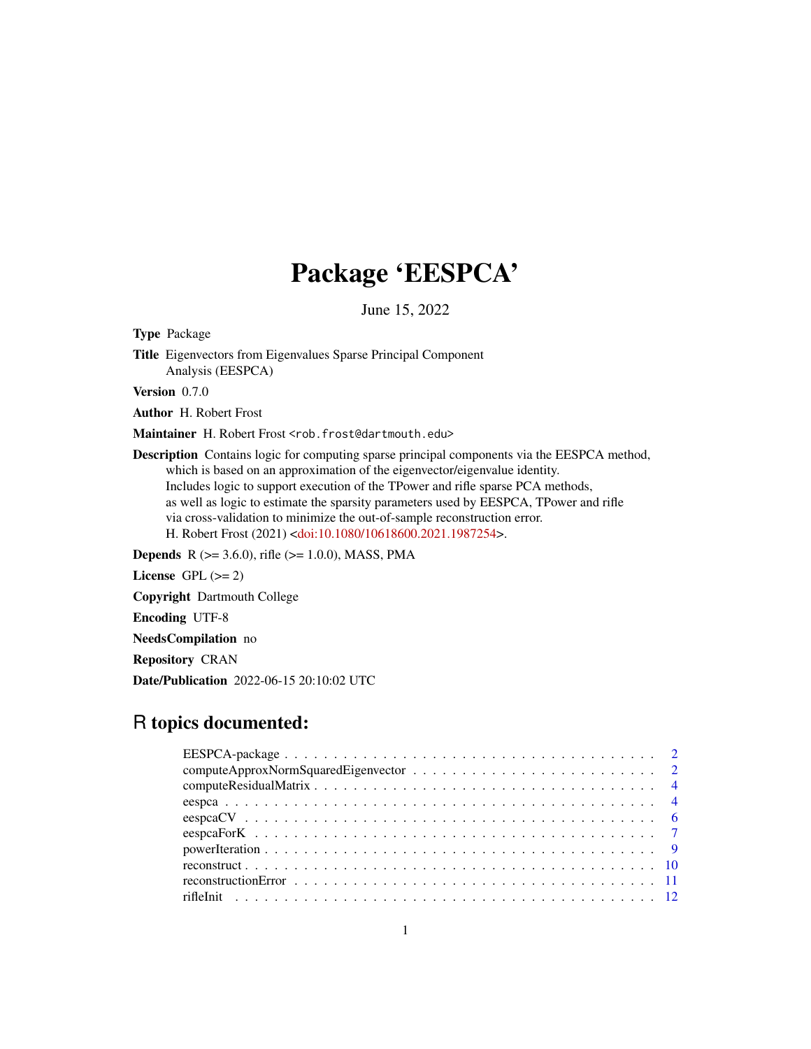# Package 'EESPCA'

June 15, 2022

**Type** Package

**Title** Eigenvectors from Eigenvalues Sparse Principal Component Analysis (EESPCA)

**Version** 0.7.0

**Author** H. Robert Frost

**Maintainer** H. Robert Frost <rob.frost@dartmouth.edu>

**Description** Contains logic for computing sparse principal components via the EESPCA method, which is based on an approximation of the eigenvector/eigenvalue identity. Includes logic to support execution of the TPower and rifle sparse PCA methods, as well as logic to estimate the sparsity parameters used by EESPCA, TPower and rifle via cross-validation to minimize the out-of-sample reconstruction error. H. Robert Frost (2021) <doi:10.1080/10618600.2021.1987254>.

**Depends** R (>= 3.6.0), rifle (>= 1.0.0), MASS, PMA

**License** GPL (>= 2)

**Copyright** Dartmouth College

**Encoding** UTF-8

**NeedsCompilation** no

**Repository** CRAN

**Date/Publication** 2022-06-15 20:10:02 UTC

## R topics documented:

| | |
|---|---|
| EESPCA-package | 2 |
| computeApproxNormSquaredEigenvector | 2 |
| computeResidualMatrix | 4 |
| eespca | 4 |
| eespcaCV | 6 |
| eespcaForK | 7 |
| powerIteration | 9 |
| reconstruct | 10 |
| reconstructionError | 11 |
| rifleInit | 12 |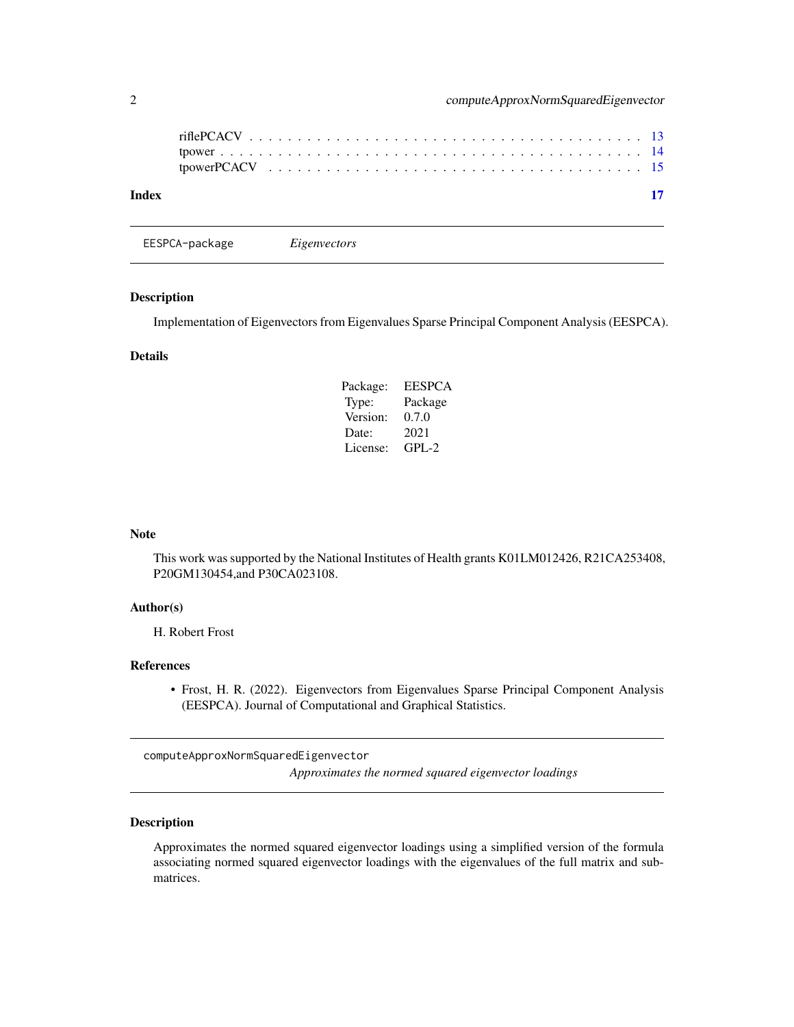riflePCACV . . . . . . . . . . . . . . . . . . . . . . . . . . . . . . . . . . . . 13
tpower . . . . . . . . . . . . . . . . . . . . . . . . . . . . . . . . . . . . . . 14
tpowerPCACV . . . . . . . . . . . . . . . . . . . . . . . . . . . . . . . . . . . 15

**Index** **17**

---

`EESPCA-package` *Eigenvectors*

---

## Description

Implementation of Eigenvectors from Eigenvalues Sparse Principal Component Analysis (EESPCA).

## Details

| | |
|---|---|
| Package: | EESPCA |
| Type: | Package |
| Version: | 0.7.0 |
| Date: | 2021 |
| License: | GPL-2 |

## Note

This work was supported by the National Institutes of Health grants K01LM012426, R21CA253408, P20GM130454,and P30CA023108.

## Author(s)

H. Robert Frost

## References

- Frost, H. R. (2022). Eigenvectors from Eigenvalues Sparse Principal Component Analysis (EESPCA). Journal of Computational and Graphical Statistics.

---

`computeApproxNormSquaredEigenvector` *Approximates the normed squared eigenvector loadings*

---

## Description

Approximates the normed squared eigenvector loadings using a simplified version of the formula associating normed squared eigenvector loadings with the eigenvalues of the full matrix and sub-matrices.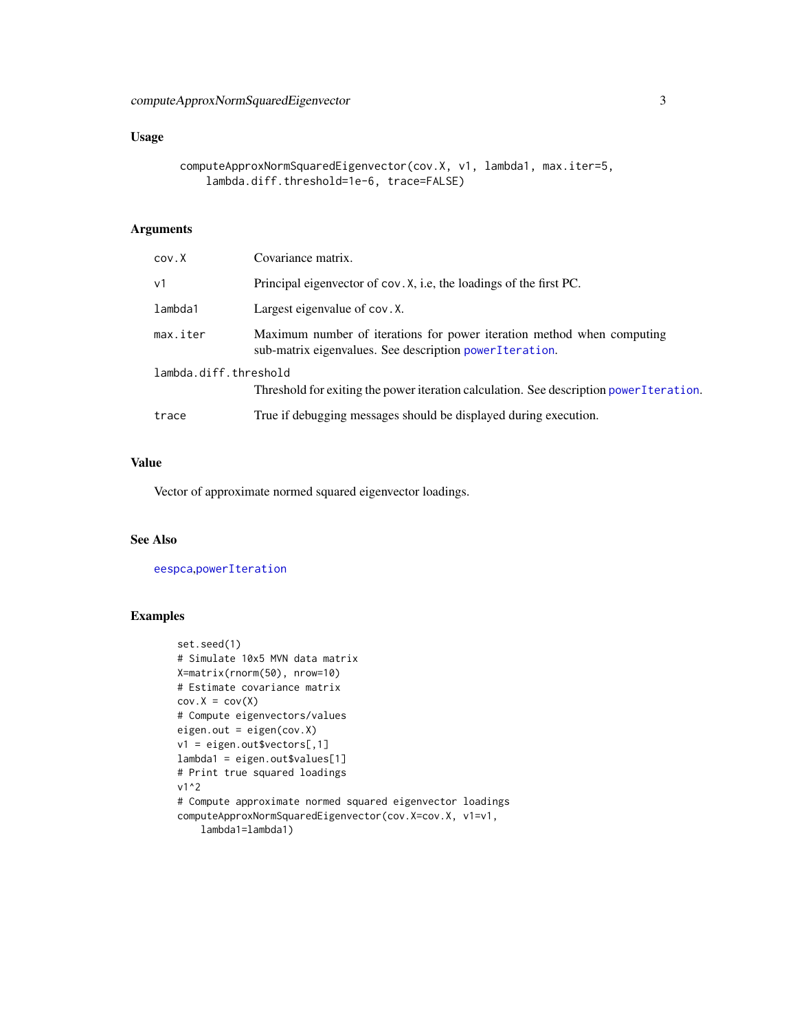### Usage

```
computeApproxNormSquaredEigenvector(cov.X, v1, lambda1, max.iter=5,
    lambda.diff.threshold=1e-6, trace=FALSE)
```

### Arguments

| | |
|---|---|
| `cov.X` | Covariance matrix. |
| `v1` | Principal eigenvector of `cov.X`, i.e, the loadings of the first PC. |
| `lambda1` | Largest eigenvalue of `cov.X`. |
| `max.iter` | Maximum number of iterations for power iteration method when computing sub-matrix eigenvalues. See description `powerIteration`. |
| `lambda.diff.threshold` | Threshold for exiting the power iteration calculation. See description `powerIteration`. |
| `trace` | True if debugging messages should be displayed during execution. |

### Value

Vector of approximate normed squared eigenvector loadings.

### See Also

`eespca`,`powerIteration`

### Examples

```
set.seed(1)
# Simulate 10x5 MVN data matrix
X=matrix(rnorm(50), nrow=10)
# Estimate covariance matrix
cov.X = cov(X)
# Compute eigenvectors/values
eigen.out = eigen(cov.X)
v1 = eigen.out$vectors[,1]
lambda1 = eigen.out$values[1]
# Print true squared loadings
v1^2
# Compute approximate normed squared eigenvector loadings
computeApproxNormSquaredEigenvector(cov.X=cov.X, v1=v1,
    lambda1=lambda1)
```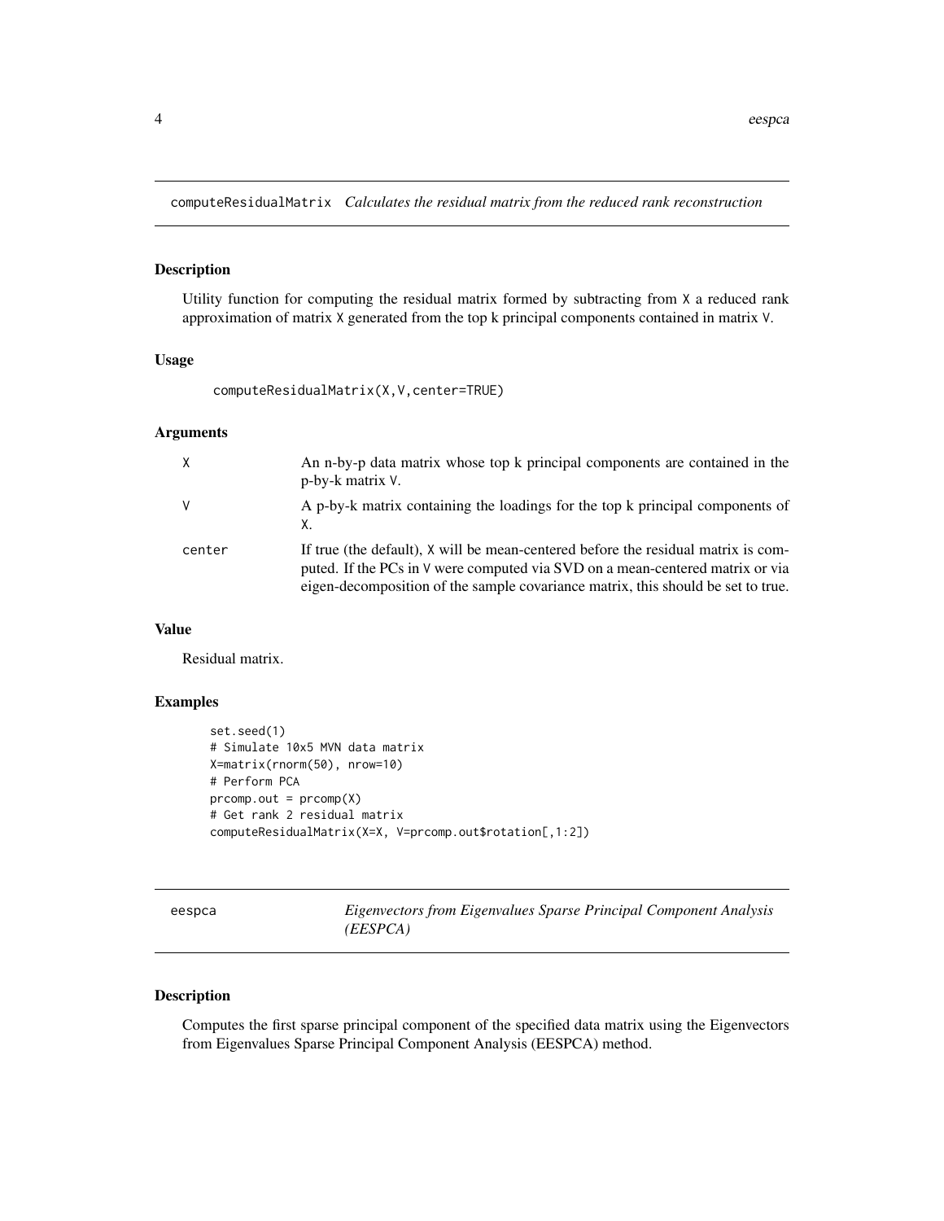## computeResidualMatrix *Calculates the residual matrix from the reduced rank reconstruction*

### Description

Utility function for computing the residual matrix formed by subtracting from X a reduced rank approximation of matrix X generated from the top k principal components contained in matrix V.

### Usage

```
computeResidualMatrix(X,V,center=TRUE)
```

### Arguments

| | |
|---|---|
| X | An n-by-p data matrix whose top k principal components are contained in the p-by-k matrix V. |
| V | A p-by-k matrix containing the loadings for the top k principal components of X. |
| center | If true (the default), X will be mean-centered before the residual matrix is computed. If the PCs in V were computed via SVD on a mean-centered matrix or via eigen-decomposition of the sample covariance matrix, this should be set to true. |

### Value

Residual matrix.

### Examples

```
set.seed(1)
# Simulate 10x5 MVN data matrix
X=matrix(rnorm(50), nrow=10)
# Perform PCA
prcomp.out = prcomp(X)
# Get rank 2 residual matrix
computeResidualMatrix(X=X, V=prcomp.out$rotation[,1:2])
```

## eespca *Eigenvectors from Eigenvalues Sparse Principal Component Analysis (EESPCA)*

### Description

Computes the first sparse principal component of the specified data matrix using the Eigenvectors from Eigenvalues Sparse Principal Component Analysis (EESPCA) method.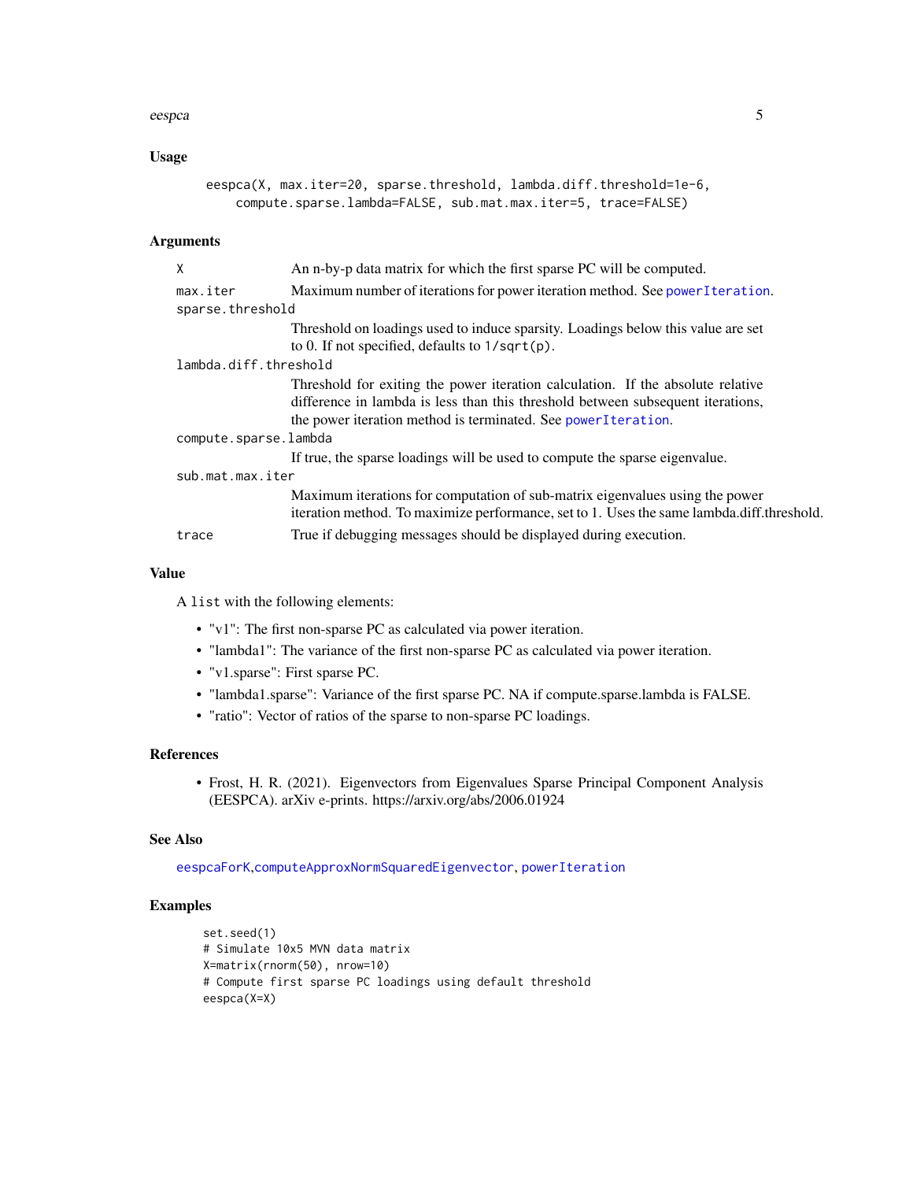## Usage

```
eespca(X, max.iter=20, sparse.threshold, lambda.diff.threshold=1e-6,
    compute.sparse.lambda=FALSE, sub.mat.max.iter=5, trace=FALSE)
```

## Arguments

- `X` — An n-by-p data matrix for which the first sparse PC will be computed.
- `max.iter` — Maximum number of iterations for power iteration method. See `powerIteration`.
- `sparse.threshold` — Threshold on loadings used to induce sparsity. Loadings below this value are set to 0. If not specified, defaults to `1/sqrt(p)`.
- `lambda.diff.threshold` — Threshold for exiting the power iteration calculation. If the absolute relative difference in lambda is less than this threshold between subsequent iterations, the power iteration method is terminated. See `powerIteration`.
- `compute.sparse.lambda` — If true, the sparse loadings will be used to compute the sparse eigenvalue.
- `sub.mat.max.iter` — Maximum iterations for computation of sub-matrix eigenvalues using the power iteration method. To maximize performance, set to 1. Uses the same lambda.diff.threshold.
- `trace` — True if debugging messages should be displayed during execution.

## Value

A `list` with the following elements:

- "v1": The first non-sparse PC as calculated via power iteration.
- "lambda1": The variance of the first non-sparse PC as calculated via power iteration.
- "v1.sparse": First sparse PC.
- "lambda1.sparse": Variance of the first sparse PC. NA if compute.sparse.lambda is FALSE.
- "ratio": Vector of ratios of the sparse to non-sparse PC loadings.

## References

- Frost, H. R. (2021). Eigenvectors from Eigenvalues Sparse Principal Component Analysis (EESPCA). arXiv e-prints. https://arxiv.org/abs/2006.01924

## See Also

`eespcaForK`, `computeApproxNormSquaredEigenvector`, `powerIteration`

## Examples

```
set.seed(1)
# Simulate 10x5 MVN data matrix
X=matrix(rnorm(50), nrow=10)
# Compute first sparse PC loadings using default threshold
eespca(X=X)
```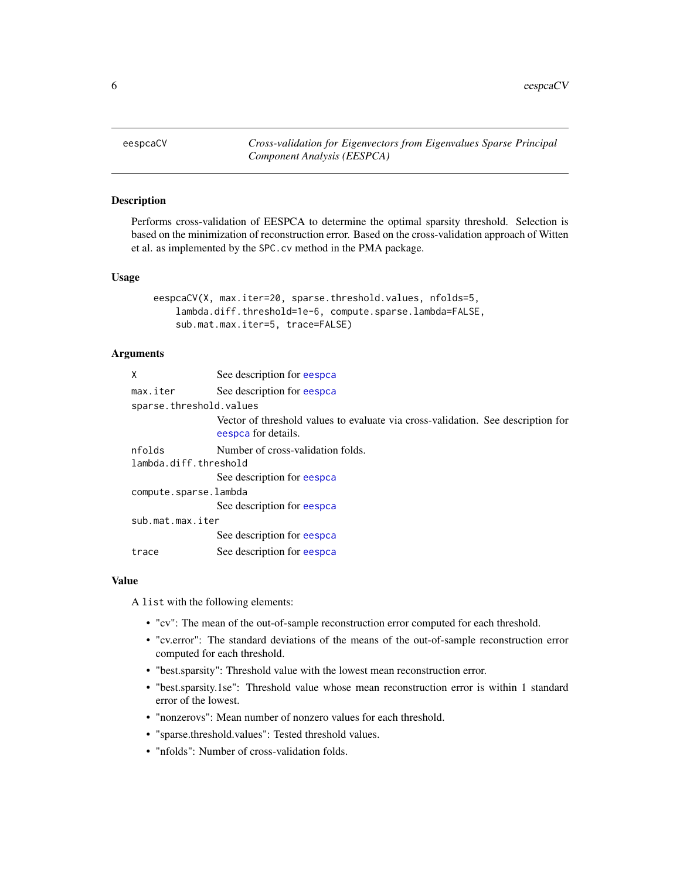# eespcaCV — *Cross-validation for Eigenvectors from Eigenvalues Sparse Principal Component Analysis (EESPCA)*

## Description

Performs cross-validation of EESPCA to determine the optimal sparsity threshold. Selection is based on the minimization of reconstruction error. Based on the cross-validation approach of Witten et al. as implemented by the `SPC.cv` method in the PMA package.

## Usage

```
eespcaCV(X, max.iter=20, sparse.threshold.values, nfolds=5,
    lambda.diff.threshold=1e-6, compute.sparse.lambda=FALSE,
    sub.mat.max.iter=5, trace=FALSE)
```

## Arguments

| Argument | Description |
|---|---|
| `X` | See description for `eespca` |
| `max.iter` | See description for `eespca` |
| `sparse.threshold.values` | Vector of threshold values to evaluate via cross-validation. See description for `eespca` for details. |
| `nfolds` | Number of cross-validation folds. |
| `lambda.diff.threshold` | See description for `eespca` |
| `compute.sparse.lambda` | See description for `eespca` |
| `sub.mat.max.iter` | See description for `eespca` |
| `trace` | See description for `eespca` |

## Value

A `list` with the following elements:

- "cv": The mean of the out-of-sample reconstruction error computed for each threshold.
- "cv.error": The standard deviations of the means of the out-of-sample reconstruction error computed for each threshold.
- "best.sparsity": Threshold value with the lowest mean reconstruction error.
- "best.sparsity.1se": Threshold value whose mean reconstruction error is within 1 standard error of the lowest.
- "nonzerovs": Mean number of nonzero values for each threshold.
- "sparse.threshold.values": Tested threshold values.
- "nfolds": Number of cross-validation folds.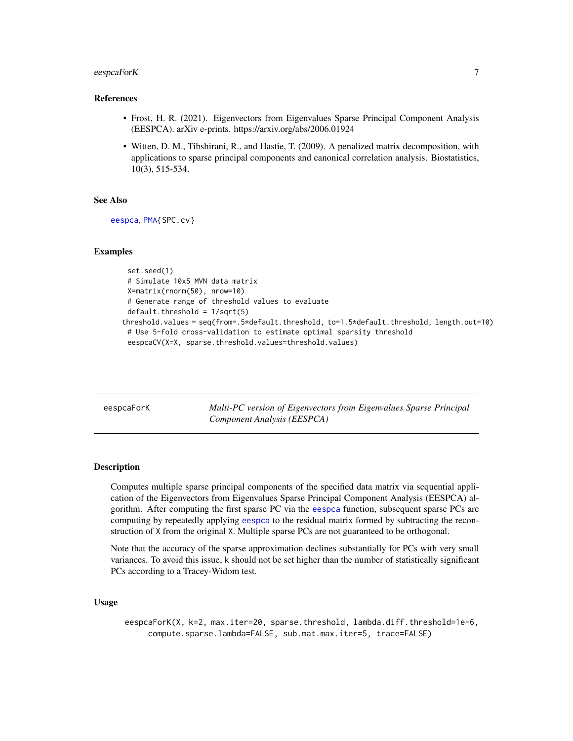### References

- Frost, H. R. (2021). Eigenvectors from Eigenvalues Sparse Principal Component Analysis (EESPCA). arXiv e-prints. https://arxiv.org/abs/2006.01924
- Witten, D. M., Tibshirani, R., and Hastie, T. (2009). A penalized matrix decomposition, with applications to sparse principal components and canonical correlation analysis. Biostatistics, 10(3), 515-534.

### See Also

eespca, PMA{SPC.cv}

### Examples

```
set.seed(1)
# Simulate 10x5 MVN data matrix
X=matrix(rnorm(50), nrow=10)
# Generate range of threshold values to evaluate
default.threshold = 1/sqrt(5)
threshold.values = seq(from=.5*default.threshold, to=1.5*default.threshold, length.out=10)
# Use 5-fold cross-validation to estimate optimal sparsity threshold
eespcaCV(X=X, sparse.threshold.values=threshold.values)
```

---

## eespcaForK — *Multi-PC version of Eigenvectors from Eigenvalues Sparse Principal Component Analysis (EESPCA)*

### Description

Computes multiple sparse principal components of the specified data matrix via sequential application of the Eigenvectors from Eigenvalues Sparse Principal Component Analysis (EESPCA) algorithm. After computing the first sparse PC via the eespca function, subsequent sparse PCs are computing by repeatedly applying eespca to the residual matrix formed by subtracting the reconstruction of X from the original X. Multiple sparse PCs are not guaranteed to be orthogonal.

Note that the accuracy of the sparse approximation declines substantially for PCs with very small variances. To avoid this issue, k should not be set higher than the number of statistically significant PCs according to a Tracey-Widom test.

### Usage

```
eespcaForK(X, k=2, max.iter=20, sparse.threshold, lambda.diff.threshold=1e-6,
    compute.sparse.lambda=FALSE, sub.mat.max.iter=5, trace=FALSE)
```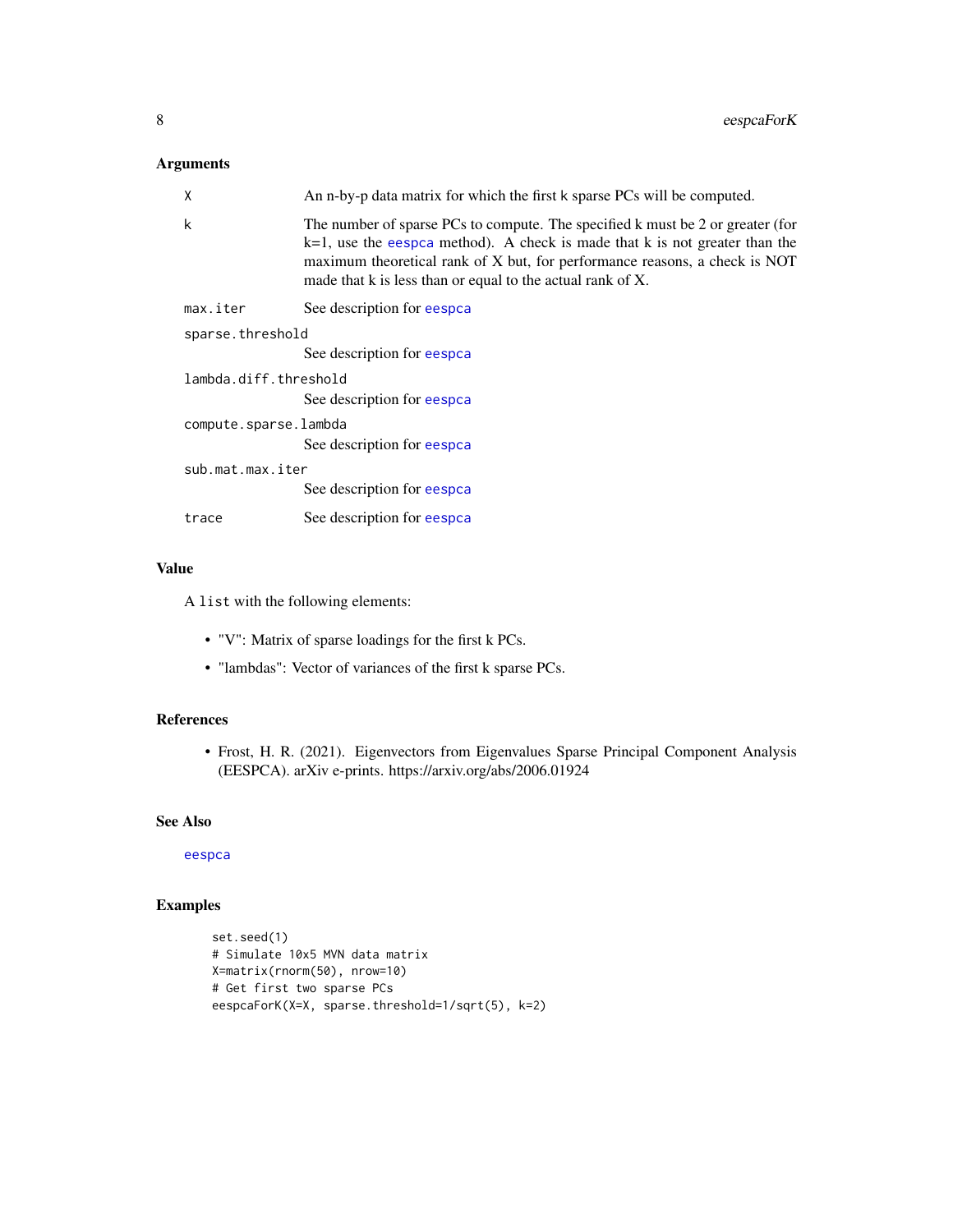## Arguments

| | |
|---|---|
| X | An n-by-p data matrix for which the first k sparse PCs will be computed. |
| k | The number of sparse PCs to compute. The specified k must be 2 or greater (for k=1, use the eespca method). A check is made that k is not greater than the maximum theoretical rank of X but, for performance reasons, a check is NOT made that k is less than or equal to the actual rank of X. |
| max.iter | See description for eespca |
| sparse.threshold | See description for eespca |
| lambda.diff.threshold | See description for eespca |
| compute.sparse.lambda | See description for eespca |
| sub.mat.max.iter | See description for eespca |
| trace | See description for eespca |

## Value

A list with the following elements:

- "V": Matrix of sparse loadings for the first k PCs.
- "lambdas": Vector of variances of the first k sparse PCs.

## References

- Frost, H. R. (2021). Eigenvectors from Eigenvalues Sparse Principal Component Analysis (EESPCA). arXiv e-prints. https://arxiv.org/abs/2006.01924

## See Also

eespca

## Examples

```
set.seed(1)
# Simulate 10x5 MVN data matrix
X=matrix(rnorm(50), nrow=10)
# Get first two sparse PCs
eespcaForK(X=X, sparse.threshold=1/sqrt(5), k=2)
```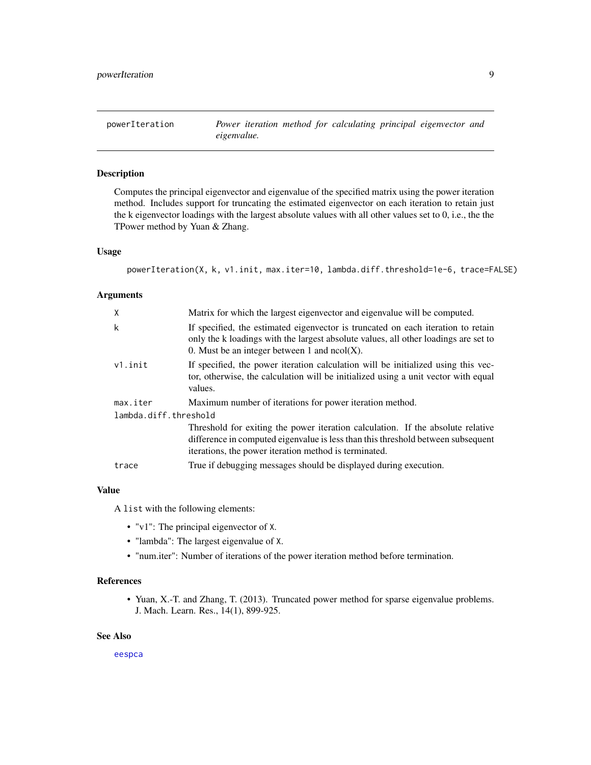## powerIteration — *Power iteration method for calculating principal eigenvector and eigenvalue.*

### Description

Computes the principal eigenvector and eigenvalue of the specified matrix using the power iteration method. Includes support for truncating the estimated eigenvector on each iteration to retain just the k eigenvector loadings with the largest absolute values with all other values set to 0, i.e., the the TPower method by Yuan & Zhang.

### Usage

```
powerIteration(X, k, v1.init, max.iter=10, lambda.diff.threshold=1e-6, trace=FALSE)
```

### Arguments

| | |
|---|---|
| `X` | Matrix for which the largest eigenvector and eigenvalue will be computed. |
| `k` | If specified, the estimated eigenvector is truncated on each iteration to retain only the k loadings with the largest absolute values, all other loadings are set to 0. Must be an integer between 1 and ncol(X). |
| `v1.init` | If specified, the power iteration calculation will be initialized using this vector, otherwise, the calculation will be initialized using a unit vector with equal values. |
| `max.iter` | Maximum number of iterations for power iteration method. |
| `lambda.diff.threshold` | Threshold for exiting the power iteration calculation. If the absolute relative difference in computed eigenvalue is less than this threshold between subsequent iterations, the power iteration method is terminated. |
| `trace` | True if debugging messages should be displayed during execution. |

### Value

A `list` with the following elements:

- "v1": The principal eigenvector of `X`.
- "lambda": The largest eigenvalue of `X`.
- "num.iter": Number of iterations of the power iteration method before termination.

### References

- Yuan, X.-T. and Zhang, T. (2013). Truncated power method for sparse eigenvalue problems. J. Mach. Learn. Res., 14(1), 899-925.

### See Also

`eespca`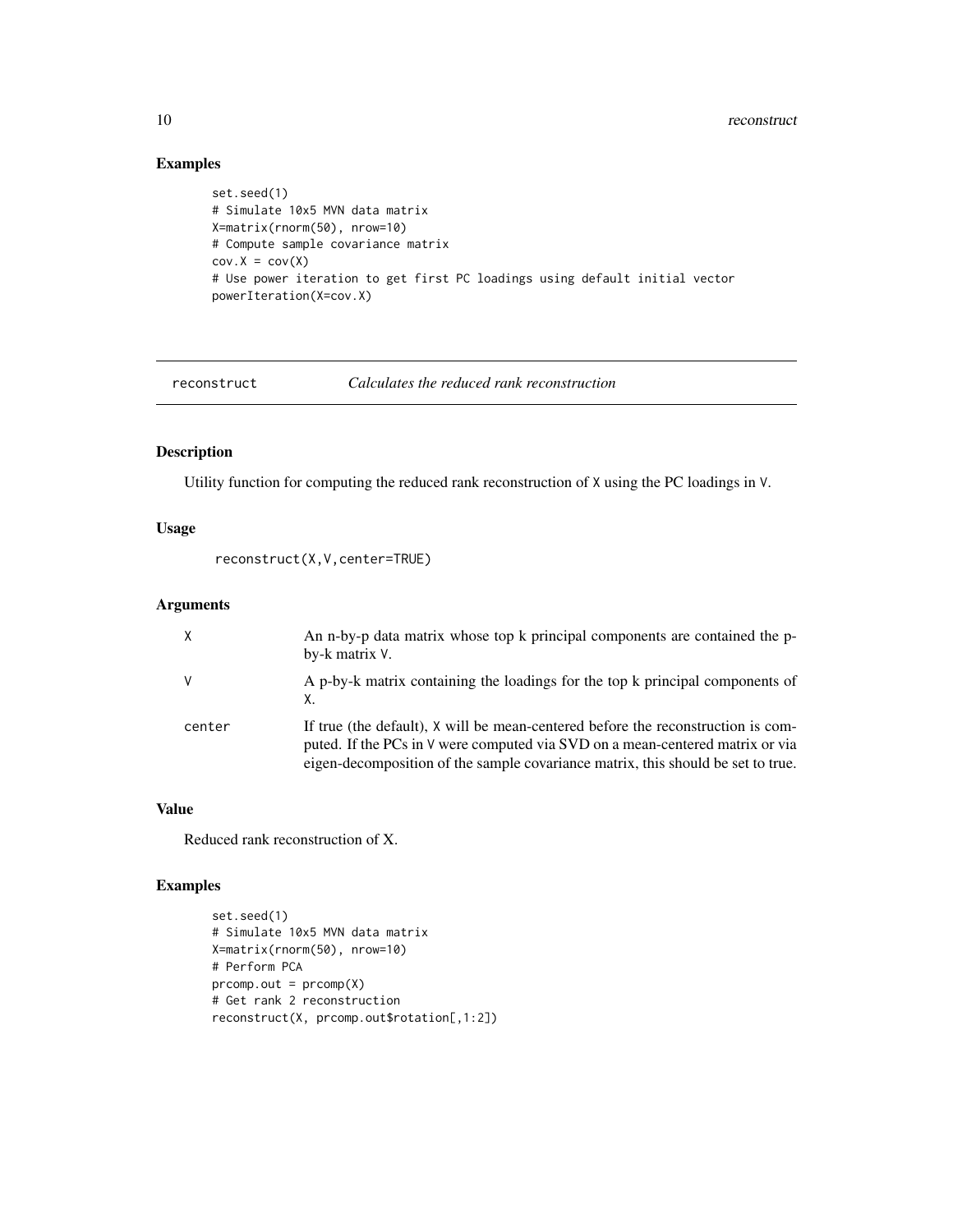## Examples

```
set.seed(1)
# Simulate 10x5 MVN data matrix
X=matrix(rnorm(50), nrow=10)
# Compute sample covariance matrix
cov.X = cov(X)
# Use power iteration to get first PC loadings using default initial vector
powerIteration(X=cov.X)
```

---

`reconstruct` *Calculates the reduced rank reconstruction*

---

## Description

Utility function for computing the reduced rank reconstruction of `X` using the PC loadings in `V`.

## Usage

```
reconstruct(X,V,center=TRUE)
```

## Arguments

| | |
|---|---|
| `X` | An n-by-p data matrix whose top k principal components are contained the p-by-k matrix `V`. |
| `V` | A p-by-k matrix containing the loadings for the top k principal components of `X`. |
| `center` | If true (the default), `X` will be mean-centered before the reconstruction is computed. If the PCs in `V` were computed via SVD on a mean-centered matrix or via eigen-decomposition of the sample covariance matrix, this should be set to true. |

## Value

Reduced rank reconstruction of X.

## Examples

```
set.seed(1)
# Simulate 10x5 MVN data matrix
X=matrix(rnorm(50), nrow=10)
# Perform PCA
prcomp.out = prcomp(X)
# Get rank 2 reconstruction
reconstruct(X, prcomp.out$rotation[,1:2])
```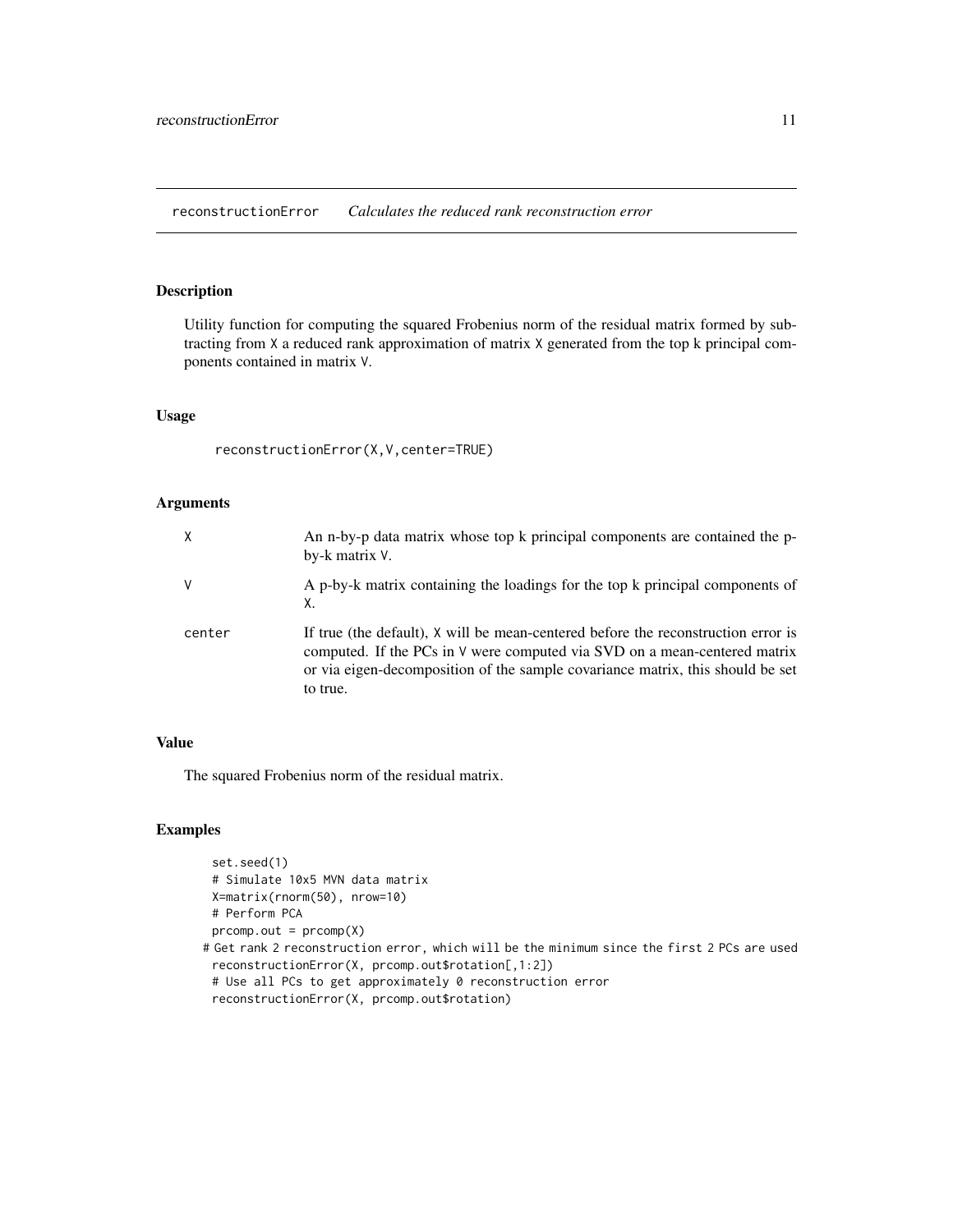## reconstructionError *Calculates the reduced rank reconstruction error*

### Description

Utility function for computing the squared Frobenius norm of the residual matrix formed by subtracting from X a reduced rank approximation of matrix X generated from the top k principal components contained in matrix V.

### Usage

```
reconstructionError(X,V,center=TRUE)
```

### Arguments

| | |
|---|---|
| X | An n-by-p data matrix whose top k principal components are contained the p-by-k matrix V. |
| V | A p-by-k matrix containing the loadings for the top k principal components of X. |
| center | If true (the default), X will be mean-centered before the reconstruction error is computed. If the PCs in V were computed via SVD on a mean-centered matrix or via eigen-decomposition of the sample covariance matrix, this should be set to true. |

### Value

The squared Frobenius norm of the residual matrix.

### Examples

```
set.seed(1)
# Simulate 10x5 MVN data matrix
X=matrix(rnorm(50), nrow=10)
# Perform PCA
prcomp.out = prcomp(X)
# Get rank 2 reconstruction error, which will be the minimum since the first 2 PCs are used
reconstructionError(X, prcomp.out$rotation[,1:2])
# Use all PCs to get approximately 0 reconstruction error
reconstructionError(X, prcomp.out$rotation)
```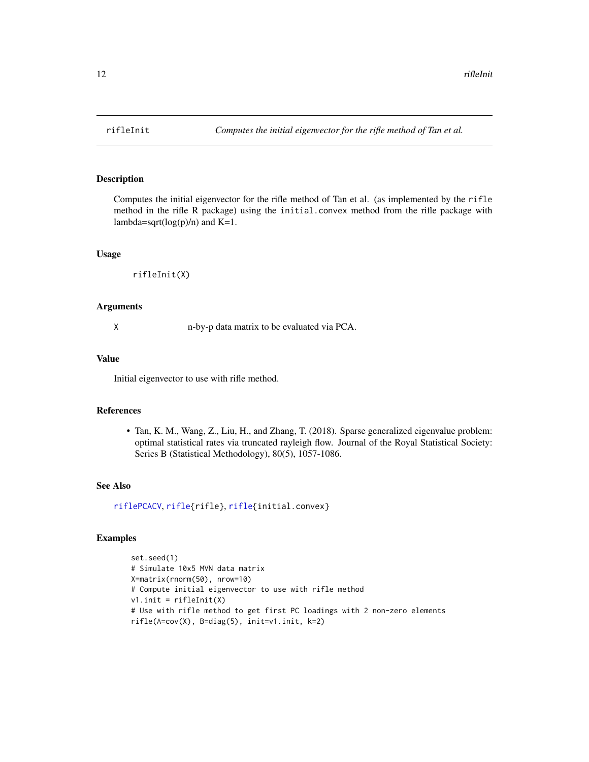# rifleInit — *Computes the initial eigenvector for the rifle method of Tan et al.*

## Description

Computes the initial eigenvector for the rifle method of Tan et al. (as implemented by the `rifle` method in the rifle R package) using the `initial.convex` method from the rifle package with lambda=sqrt(log(p)/n) and K=1.

## Usage

```
rifleInit(X)
```

## Arguments

| | |
|---|---|
| X | n-by-p data matrix to be evaluated via PCA. |

## Value

Initial eigenvector to use with rifle method.

## References

- Tan, K. M., Wang, Z., Liu, H., and Zhang, T. (2018). Sparse generalized eigenvalue problem: optimal statistical rates via truncated rayleigh flow. Journal of the Royal Statistical Society: Series B (Statistical Methodology), 80(5), 1057-1086.

## See Also

`riflePCACV`, `rifle{rifle}`, `rifle{initial.convex}`

## Examples

```
set.seed(1)
# Simulate 10x5 MVN data matrix
X=matrix(rnorm(50), nrow=10)
# Compute initial eigenvector to use with rifle method
v1.init = rifleInit(X)
# Use with rifle method to get first PC loadings with 2 non-zero elements
rifle(A=cov(X), B=diag(5), init=v1.init, k=2)
```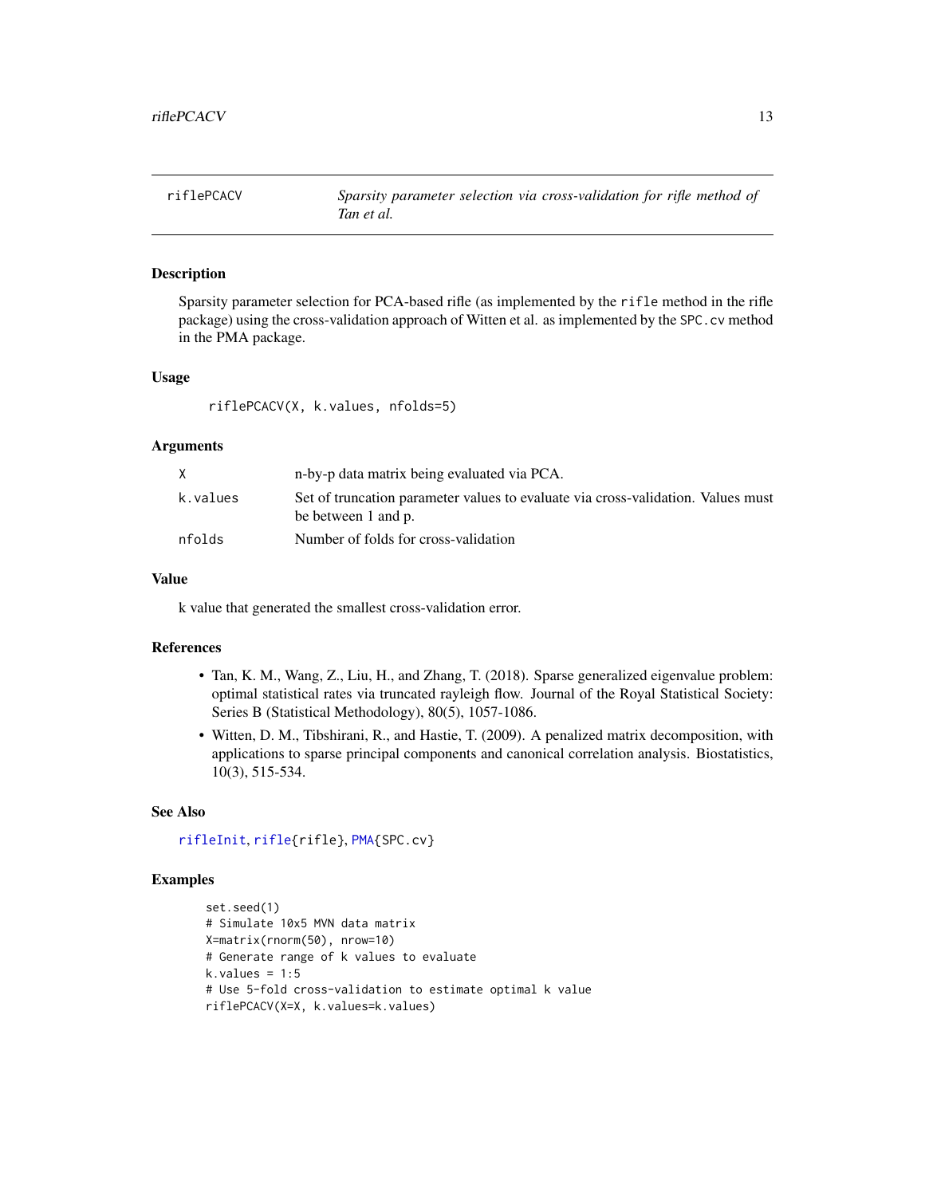## riflePCACV — *Sparsity parameter selection via cross-validation for rifle method of Tan et al.*

### Description

Sparsity parameter selection for PCA-based rifle (as implemented by the `rifle` method in the rifle package) using the cross-validation approach of Witten et al. as implemented by the `SPC.cv` method in the PMA package.

### Usage

```
riflePCACV(X, k.values, nfolds=5)
```

### Arguments

| | |
|---|---|
| `X` | n-by-p data matrix being evaluated via PCA. |
| `k.values` | Set of truncation parameter values to evaluate via cross-validation. Values must be between 1 and p. |
| `nfolds` | Number of folds for cross-validation |

### Value

k value that generated the smallest cross-validation error.

### References

- Tan, K. M., Wang, Z., Liu, H., and Zhang, T. (2018). Sparse generalized eigenvalue problem: optimal statistical rates via truncated rayleigh flow. Journal of the Royal Statistical Society: Series B (Statistical Methodology), 80(5), 1057-1086.
- Witten, D. M., Tibshirani, R., and Hastie, T. (2009). A penalized matrix decomposition, with applications to sparse principal components and canonical correlation analysis. Biostatistics, 10(3), 515-534.

### See Also

`rifleInit`, `rifle{rifle}`, `PMA{SPC.cv}`

### Examples

```
set.seed(1)
# Simulate 10x5 MVN data matrix
X=matrix(rnorm(50), nrow=10)
# Generate range of k values to evaluate
k.values = 1:5
# Use 5-fold cross-validation to estimate optimal k value
riflePCACV(X=X, k.values=k.values)
```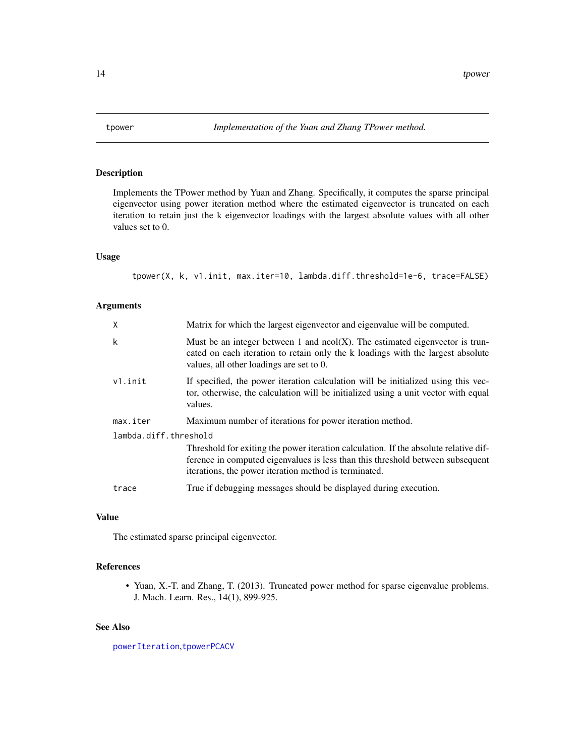# tpower *Implementation of the Yuan and Zhang TPower method.*

## Description

Implements the TPower method by Yuan and Zhang. Specifically, it computes the sparse principal eigenvector using power iteration method where the estimated eigenvector is truncated on each iteration to retain just the k eigenvector loadings with the largest absolute values with all other values set to 0.

## Usage

```
tpower(X, k, v1.init, max.iter=10, lambda.diff.threshold=1e-6, trace=FALSE)
```

## Arguments

| | |
|---|---|
| `X` | Matrix for which the largest eigenvector and eigenvalue will be computed. |
| `k` | Must be an integer between 1 and ncol(X). The estimated eigenvector is truncated on each iteration to retain only the k loadings with the largest absolute values, all other loadings are set to 0. |
| `v1.init` | If specified, the power iteration calculation will be initialized using this vector, otherwise, the calculation will be initialized using a unit vector with equal values. |
| `max.iter` | Maximum number of iterations for power iteration method. |
| `lambda.diff.threshold` | Threshold for exiting the power iteration calculation. If the absolute relative difference in computed eigenvalues is less than this threshold between subsequent iterations, the power iteration method is terminated. |
| `trace` | True if debugging messages should be displayed during execution. |

## Value

The estimated sparse principal eigenvector.

## References

- Yuan, X.-T. and Zhang, T. (2013). Truncated power method for sparse eigenvalue problems. J. Mach. Learn. Res., 14(1), 899-925.

## See Also

`powerIteration`,`tpowerPCACV`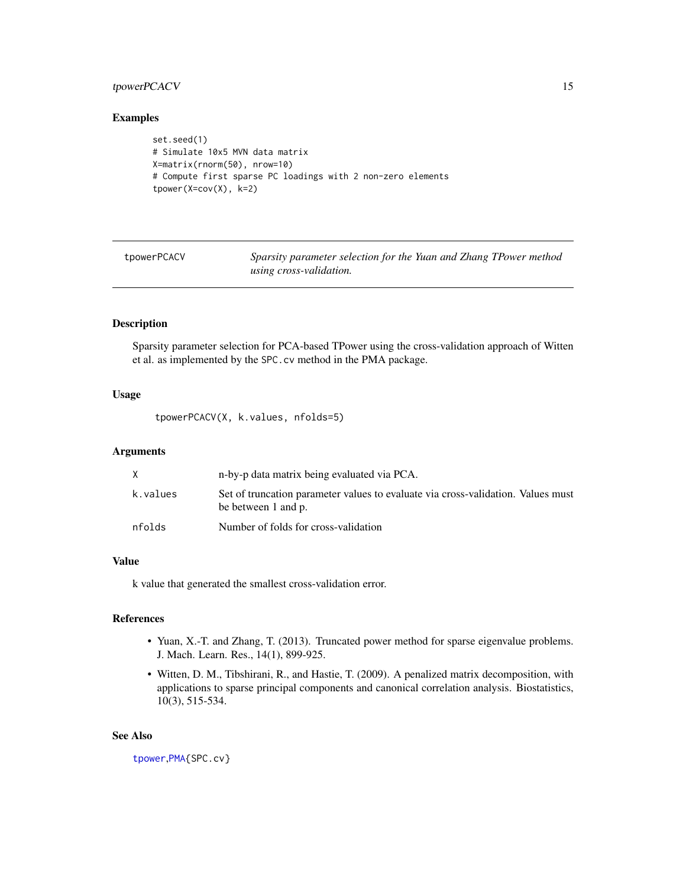## Examples

```
set.seed(1)
# Simulate 10x5 MVN data matrix
X=matrix(rnorm(50), nrow=10)
# Compute first sparse PC loadings with 2 non-zero elements
tpower(X=cov(X), k=2)
```

---

# tpowerPCACV — *Sparsity parameter selection for the Yuan and Zhang TPower method using cross-validation.*

---

## Description

Sparsity parameter selection for PCA-based TPower using the cross-validation approach of Witten et al. as implemented by the `SPC.cv` method in the PMA package.

## Usage

```
tpowerPCACV(X, k.values, nfolds=5)
```

## Arguments

| | |
|---|---|
| `X` | n-by-p data matrix being evaluated via PCA. |
| `k.values` | Set of truncation parameter values to evaluate via cross-validation. Values must be between 1 and p. |
| `nfolds` | Number of folds for cross-validation |

## Value

k value that generated the smallest cross-validation error.

## References

- Yuan, X.-T. and Zhang, T. (2013). Truncated power method for sparse eigenvalue problems. J. Mach. Learn. Res., 14(1), 899-925.
- Witten, D. M., Tibshirani, R., and Hastie, T. (2009). A penalized matrix decomposition, with applications to sparse principal components and canonical correlation analysis. Biostatistics, 10(3), 515-534.

## See Also

`tpower`,`PMA{SPC.cv}`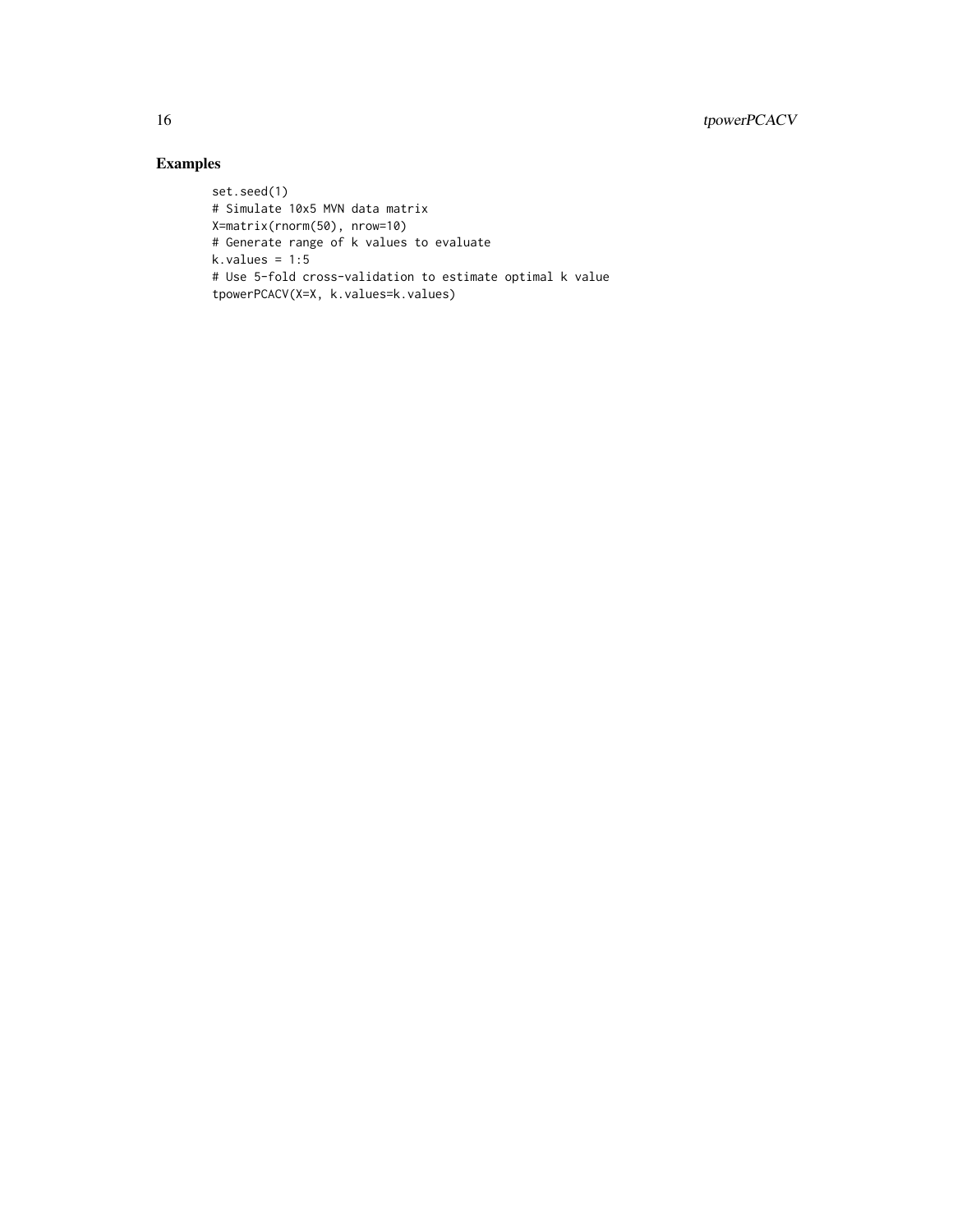## Examples

```
set.seed(1)
# Simulate 10x5 MVN data matrix
X=matrix(rnorm(50), nrow=10)
# Generate range of k values to evaluate
k.values = 1:5
# Use 5-fold cross-validation to estimate optimal k value
tpowerPCACV(X=X, k.values=k.values)
```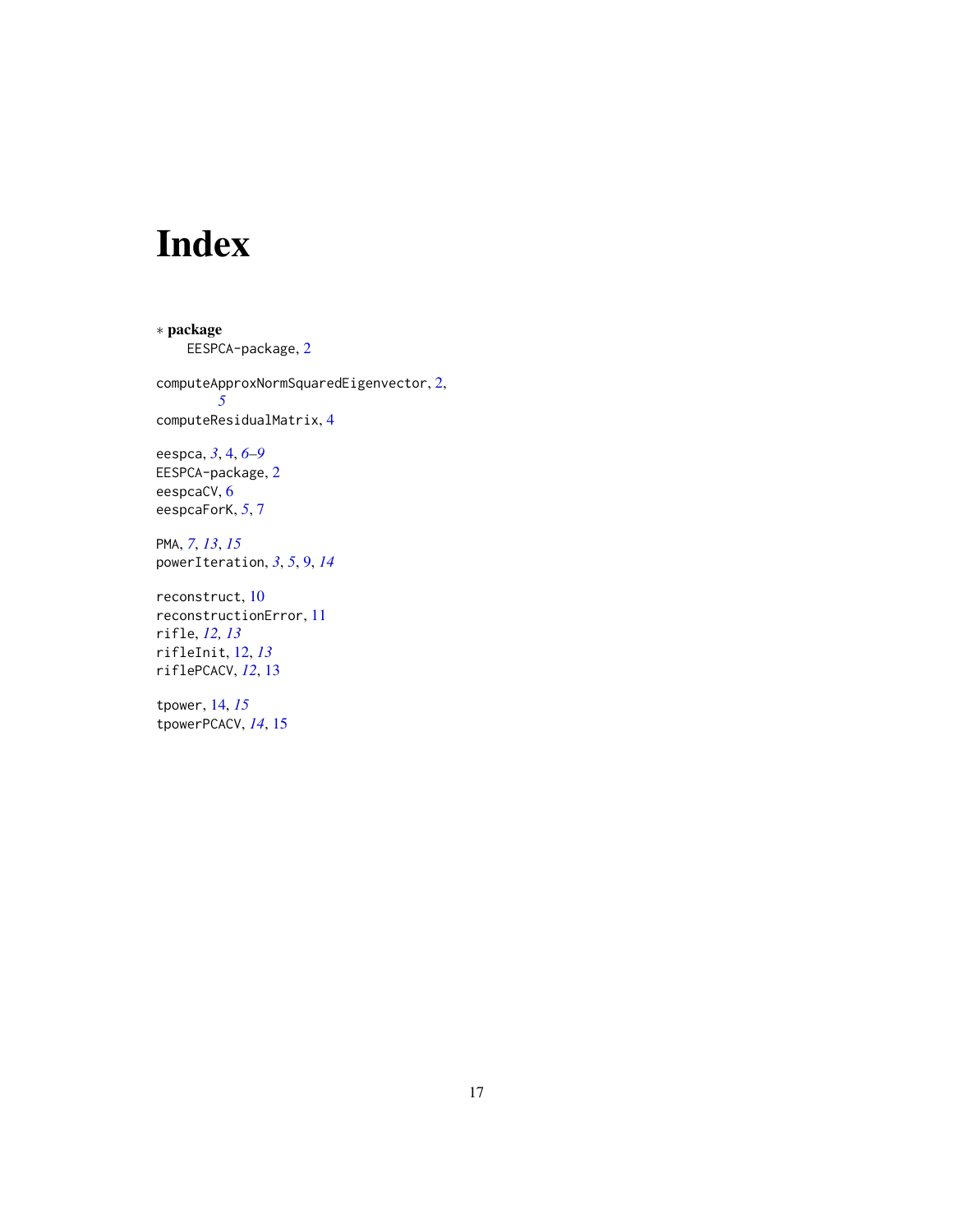# Index

∗ **package**

EESPCA-package, 2

computeApproxNormSquaredEigenvector, 2, *5*

computeResidualMatrix, 4

eespca, *3*, 4, *6–9*

EESPCA-package, 2

eespcaCV, 6

eespcaForK, *5*, 7

PMA, *7*, *13*, *15*

powerIteration, *3*, *5*, 9, *14*

reconstruct, 10

reconstructionError, 11

rifle, *12, 13*

rifleInit, 12, *13*

riflePCACV, *12*, 13

tpower, 14, *15*

tpowerPCACV, *14*, 15